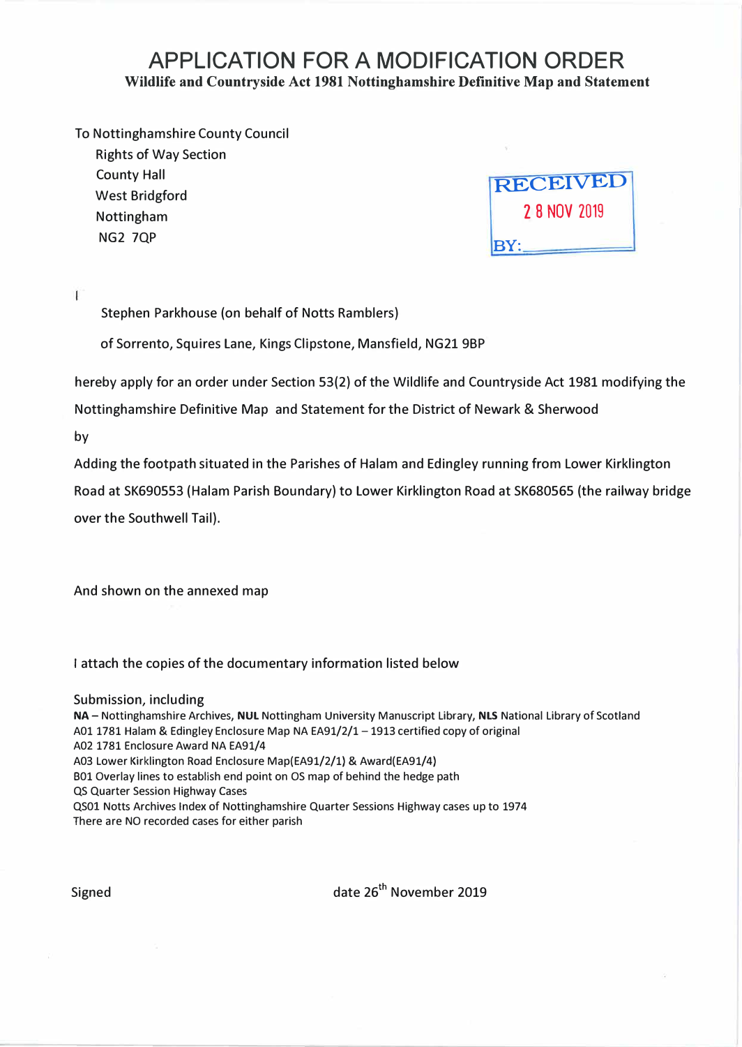# APPLICATION FOR A MODIFICATION ORDER

**Wildlife and Countryside Act 1981 Nottinghamshire Definitive Map and Statement**

To Nottinghamshire County Council
Rights of Way Section
County Hall
West Bridgford
Nottingham
NG2 7QP

RECEIVED
28 NOV 2019
BY:

I

Stephen Parkhouse (on behalf of Notts Ramblers)

of Sorrento, Squires Lane, Kings Clipstone, Mansfield, NG21 9BP

hereby apply for an order under Section 53(2) of the Wildlife and Countryside Act 1981 modifying the Nottinghamshire Definitive Map and Statement for the District of Newark & Sherwood

by

Adding the footpath situated in the Parishes of Halam and Edingley running from Lower Kirklington Road at SK690553 (Halam Parish Boundary) to Lower Kirklington Road at SK680565 (the railway bridge over the Southwell Tail).

And shown on the annexed map

I attach the copies of the documentary information listed below

Submission, including

**NA** – Nottinghamshire Archives, **NUL** Nottingham University Manuscript Library, **NLS** National Library of Scotland
A01 1781 Halam & Edingley Enclosure Map NA EA91/2/1 – 1913 certified copy of original
A02 1781 Enclosure Award NA EA91/4
A03 Lower Kirklington Road Enclosure Map(EA91/2/1) & Award(EA91/4)
B01 Overlay lines to establish end point on OS map of behind the hedge path
QS Quarter Session Highway Cases
QS01 Notts Archives Index of Nottinghamshire Quarter Sessions Highway cases up to 1974
There are NO recorded cases for either parish

Signed

date 26th November 2019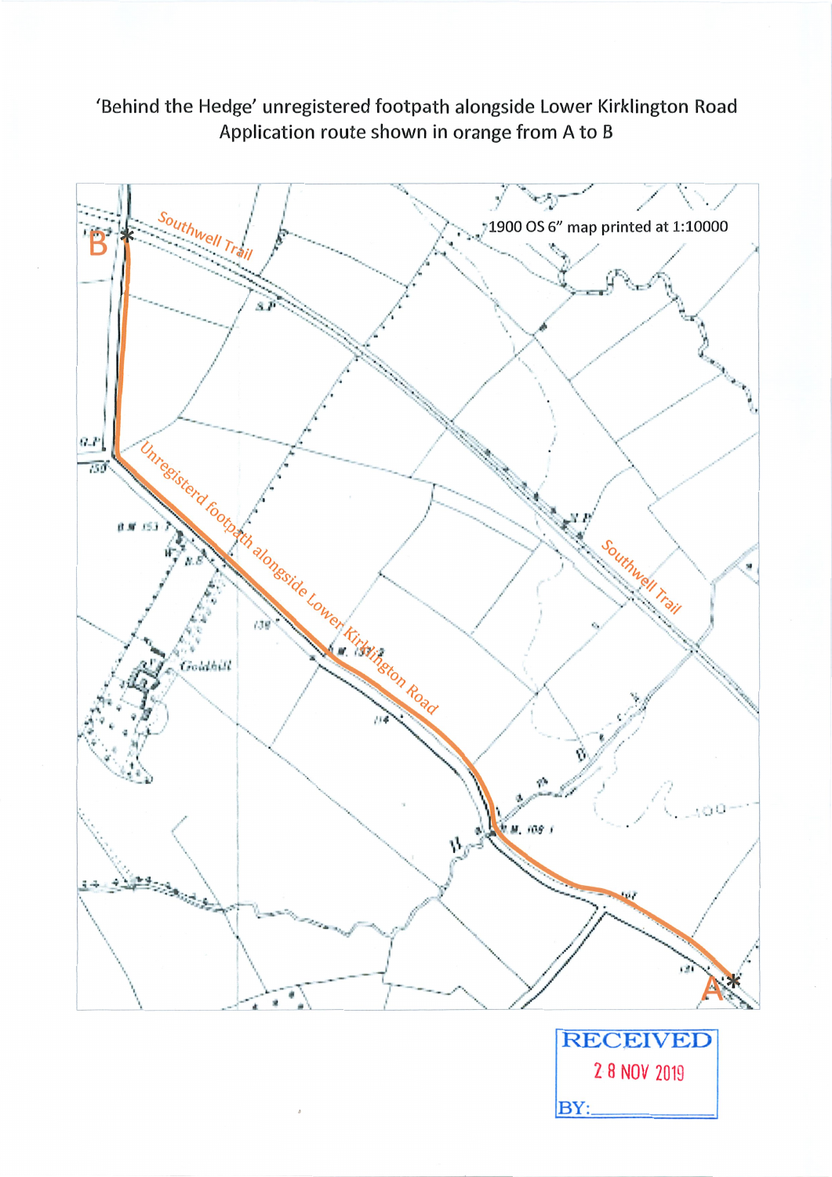'Behind the Hedge' unregistered footpath alongside Lower Kirklington Road
Application route shown in orange from A to B

1900 OS 6" map printed at 1:10000

Southwell Trail

Unregisterd footpath alongside Lower Kirklington Road

Southwell Trail

B

A

RECEIVED
28 NOV 2019
BY: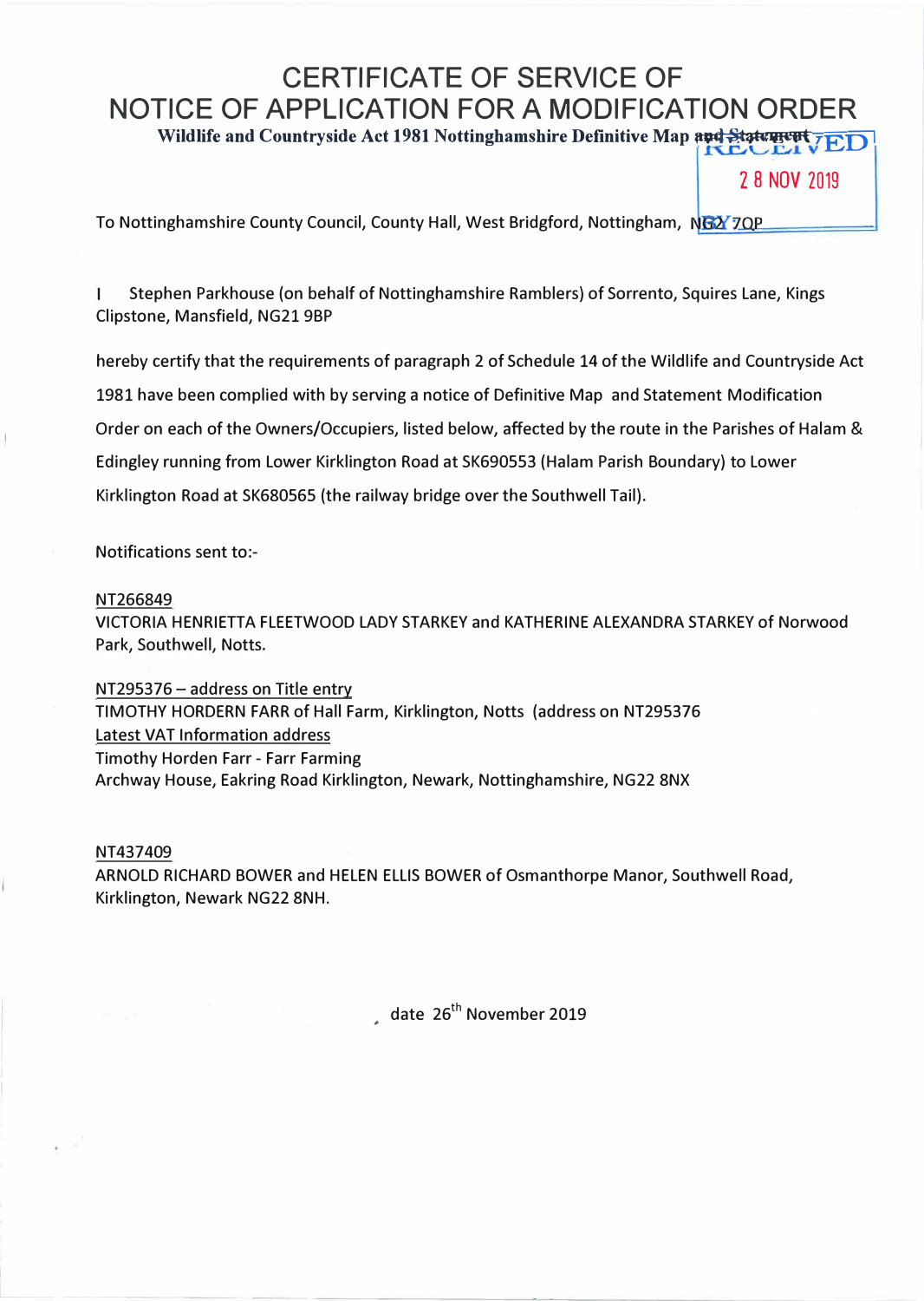# CERTIFICATE OF SERVICE OF NOTICE OF APPLICATION FOR A MODIFICATION ORDER

**Wildlife and Countryside Act 1981 Nottinghamshire Definitive Map and Statement**

RECEIVED
28 NOV 2019

To Nottinghamshire County Council, County Hall, West Bridgford, Nottingham, NG2 7QP

I Stephen Parkhouse (on behalf of Nottinghamshire Ramblers) of Sorrento, Squires Lane, Kings Clipstone, Mansfield, NG21 9BP

hereby certify that the requirements of paragraph 2 of Schedule 14 of the Wildlife and Countryside Act 1981 have been complied with by serving a notice of Definitive Map and Statement Modification Order on each of the Owners/Occupiers, listed below, affected by the route in the Parishes of Halam & Edingley running from Lower Kirklington Road at SK690553 (Halam Parish Boundary) to Lower Kirklington Road at SK680565 (the railway bridge over the Southwell Tail).

Notifications sent to:-

NT266849
VICTORIA HENRIETTA FLEETWOOD LADY STARKEY and KATHERINE ALEXANDRA STARKEY of Norwood Park, Southwell, Notts.

NT295376 – address on Title entry
TIMOTHY HORDERN FARR of Hall Farm, Kirklington, Notts (address on NT295376
Latest VAT Information address
Timothy Horden Farr - Farr Farming
Archway House, Eakring Road Kirklington, Newark, Nottinghamshire, NG22 8NX

NT437409
ARNOLD RICHARD BOWER and HELEN ELLIS BOWER of Osmanthorpe Manor, Southwell Road, Kirklington, Newark NG22 8NH.

date 26th November 2019